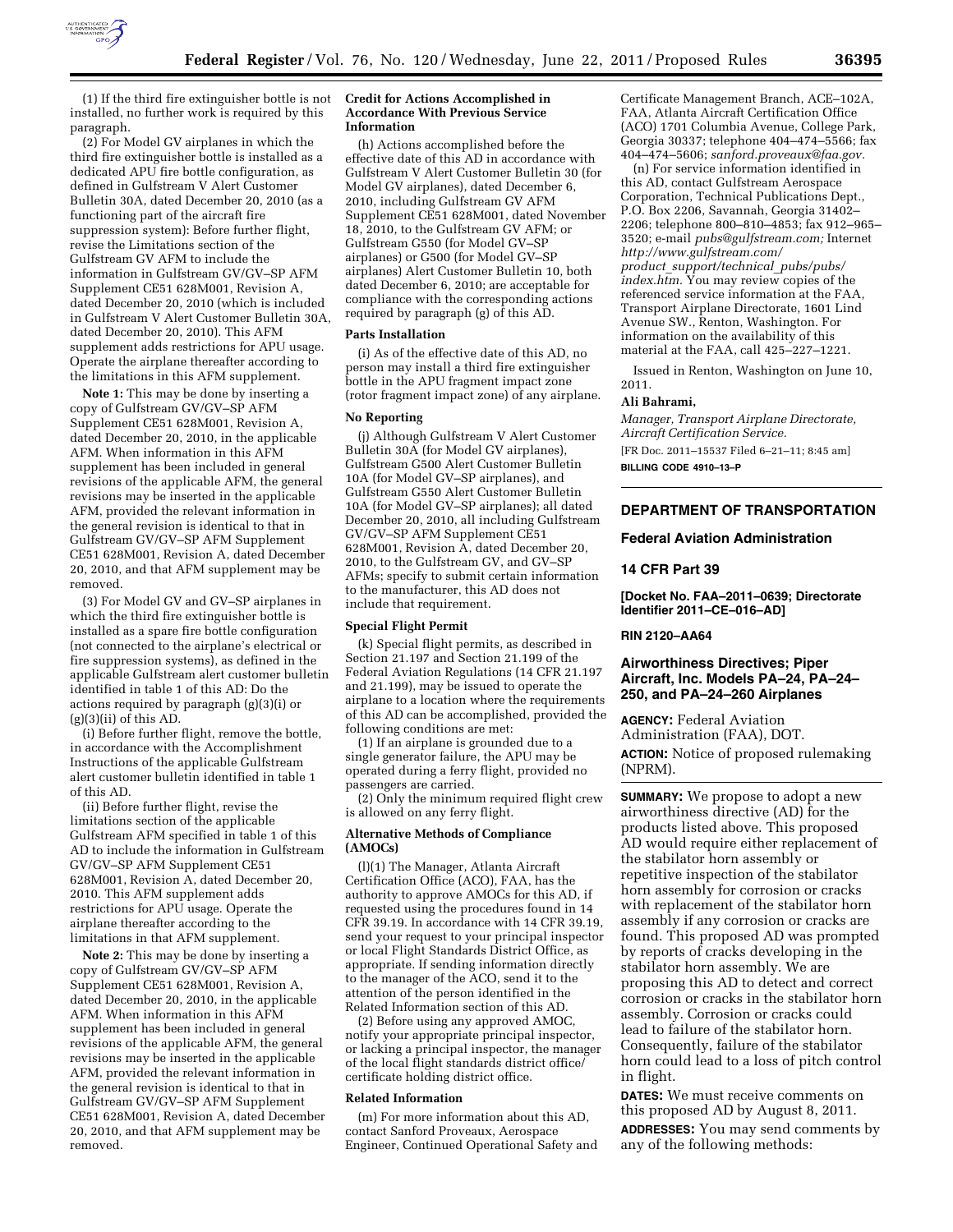(1) If the third fire extinguisher bottle is not installed, no further work is required by this paragraph.

(2) For Model GV airplanes in which the third fire extinguisher bottle is installed as a dedicated APU fire bottle configuration, as defined in Gulfstream V Alert Customer Bulletin 30A, dated December 20, 2010 (as a functioning part of the aircraft fire suppression system): Before further flight, revise the Limitations section of the Gulfstream GV AFM to include the information in Gulfstream GV/GV–SP AFM Supplement CE51 628M001, Revision A, dated December 20, 2010 (which is included in Gulfstream V Alert Customer Bulletin 30A, dated December 20, 2010). This AFM supplement adds restrictions for APU usage. Operate the airplane thereafter according to the limitations in this AFM supplement.

**Note 1:** This may be done by inserting a copy of Gulfstream GV/GV–SP AFM Supplement CE51 628M001, Revision A, dated December 20, 2010, in the applicable AFM. When information in this AFM supplement has been included in general revisions of the applicable AFM, the general revisions may be inserted in the applicable AFM, provided the relevant information in the general revision is identical to that in Gulfstream GV/GV–SP AFM Supplement CE51 628M001, Revision A, dated December 20, 2010, and that AFM supplement may be removed.

(3) For Model GV and GV–SP airplanes in which the third fire extinguisher bottle is installed as a spare fire bottle configuration (not connected to the airplane's electrical or fire suppression systems), as defined in the applicable Gulfstream alert customer bulletin identified in table 1 of this AD: Do the actions required by paragraph (g)(3)(i) or (g)(3)(ii) of this AD.

(i) Before further flight, remove the bottle, in accordance with the Accomplishment Instructions of the applicable Gulfstream alert customer bulletin identified in table 1 of this AD.

(ii) Before further flight, revise the limitations section of the applicable Gulfstream AFM specified in table 1 of this AD to include the information in Gulfstream GV/GV–SP AFM Supplement CE51 628M001, Revision A, dated December 20, 2010. This AFM supplement adds restrictions for APU usage. Operate the airplane thereafter according to the limitations in that AFM supplement.

**Note 2:** This may be done by inserting a copy of Gulfstream GV/GV–SP AFM Supplement CE51 628M001, Revision A, dated December 20, 2010, in the applicable AFM. When information in this AFM supplement has been included in general revisions of the applicable AFM, the general revisions may be inserted in the applicable AFM, provided the relevant information in the general revision is identical to that in Gulfstream GV/GV–SP AFM Supplement CE51 628M001, Revision A, dated December 20, 2010, and that AFM supplement may be removed.

**Credit for Actions Accomplished in Accordance With Previous Service Information**

(h) Actions accomplished before the effective date of this AD in accordance with Gulfstream V Alert Customer Bulletin 30 (for Model GV airplanes), dated December 6, 2010, including Gulfstream GV AFM Supplement CE51 628M001, dated November 18, 2010, to the Gulfstream GV AFM; or Gulfstream G550 (for Model GV–SP airplanes) or G500 (for Model GV–SP airplanes) Alert Customer Bulletin 10, both dated December 6, 2010; are acceptable for compliance with the corresponding actions required by paragraph (g) of this AD.

**Parts Installation**

(i) As of the effective date of this AD, no person may install a third fire extinguisher bottle in the APU fragment impact zone (rotor fragment impact zone) of any airplane.

**No Reporting**

(j) Although Gulfstream V Alert Customer Bulletin 30A (for Model GV airplanes), Gulfstream G500 Alert Customer Bulletin 10A (for Model GV–SP airplanes), and Gulfstream G550 Alert Customer Bulletin 10A (for Model GV–SP airplanes); all dated December 20, 2010, all including Gulfstream GV/GV–SP AFM Supplement CE51 628M001, Revision A, dated December 20, 2010, to the Gulfstream GV, and GV–SP AFMs; specify to submit certain information to the manufacturer, this AD does not include that requirement.

**Special Flight Permit**

(k) Special flight permits, as described in Section 21.197 and Section 21.199 of the Federal Aviation Regulations (14 CFR 21.197 and 21.199), may be issued to operate the airplane to a location where the requirements of this AD can be accomplished, provided the following conditions are met:

(1) If an airplane is grounded due to a single generator failure, the APU may be operated during a ferry flight, provided no passengers are carried.

(2) Only the minimum required flight crew is allowed on any ferry flight.

**Alternative Methods of Compliance (AMOCs)**

(l)(1) The Manager, Atlanta Aircraft Certification Office (ACO), FAA, has the authority to approve AMOCs for this AD, if requested using the procedures found in 14 CFR 39.19. In accordance with 14 CFR 39.19, send your request to your principal inspector or local Flight Standards District Office, as appropriate. If sending information directly to the manager of the ACO, send it to the attention of the person identified in the Related Information section of this AD.

(2) Before using any approved AMOC, notify your appropriate principal inspector, or lacking a principal inspector, the manager of the local flight standards district office/certificate holding district office.

**Related Information**

(m) For more information about this AD, contact Sanford Proveaux, Aerospace Engineer, Continued Operational Safety and Certificate Management Branch, ACE–102A, FAA, Atlanta Aircraft Certification Office (ACO) 1701 Columbia Avenue, College Park, Georgia 30337; telephone 404–474–5566; fax 404–474–5606; *sanford.proveaux@faa.gov.*

(n) For service information identified in this AD, contact Gulfstream Aerospace Corporation, Technical Publications Dept., P.O. Box 2206, Savannah, Georgia 31402–2206; telephone 800–810–4853; fax 912–965–3520; e-mail *pubs@gulfstream.com;* Internet *http://www.gulfstream.com/product_support/technical_pubs/pubs/index.htm.* You may review copies of the referenced service information at the FAA, Transport Airplane Directorate, 1601 Lind Avenue SW., Renton, Washington. For information on the availability of this material at the FAA, call 425–227–1221.

Issued in Renton, Washington on June 10, 2011.

**Ali Bahrami,**

*Manager, Transport Airplane Directorate, Aircraft Certification Service.*

[FR Doc. 2011–15537 Filed 6–21–11; 8:45 am]

**BILLING CODE 4910–13–P**

## DEPARTMENT OF TRANSPORTATION

### Federal Aviation Administration

### 14 CFR Part 39

**[Docket No. FAA–2011–0639; Directorate Identifier 2011–CE–016–AD]**

**RIN 2120–AA64**

### Airworthiness Directives; Piper Aircraft, Inc. Models PA–24, PA–24–250, and PA–24–260 Airplanes

**AGENCY:** Federal Aviation Administration (FAA), DOT.

**ACTION:** Notice of proposed rulemaking (NPRM).

**SUMMARY:** We propose to adopt a new airworthiness directive (AD) for the products listed above. This proposed AD would require either replacement of the stabilator horn assembly or repetitive inspection of the stabilator horn assembly for corrosion or cracks with replacement of the stabilator horn assembly if any corrosion or cracks are found. This proposed AD was prompted by reports of cracks developing in the stabilator horn assembly. We are proposing this AD to detect and correct corrosion or cracks in the stabilator horn assembly. Corrosion or cracks could lead to failure of the stabilator horn. Consequently, failure of the stabilator horn could lead to a loss of pitch control in flight.

**DATES:** We must receive comments on this proposed AD by August 8, 2011.

**ADDRESSES:** You may send comments by any of the following methods: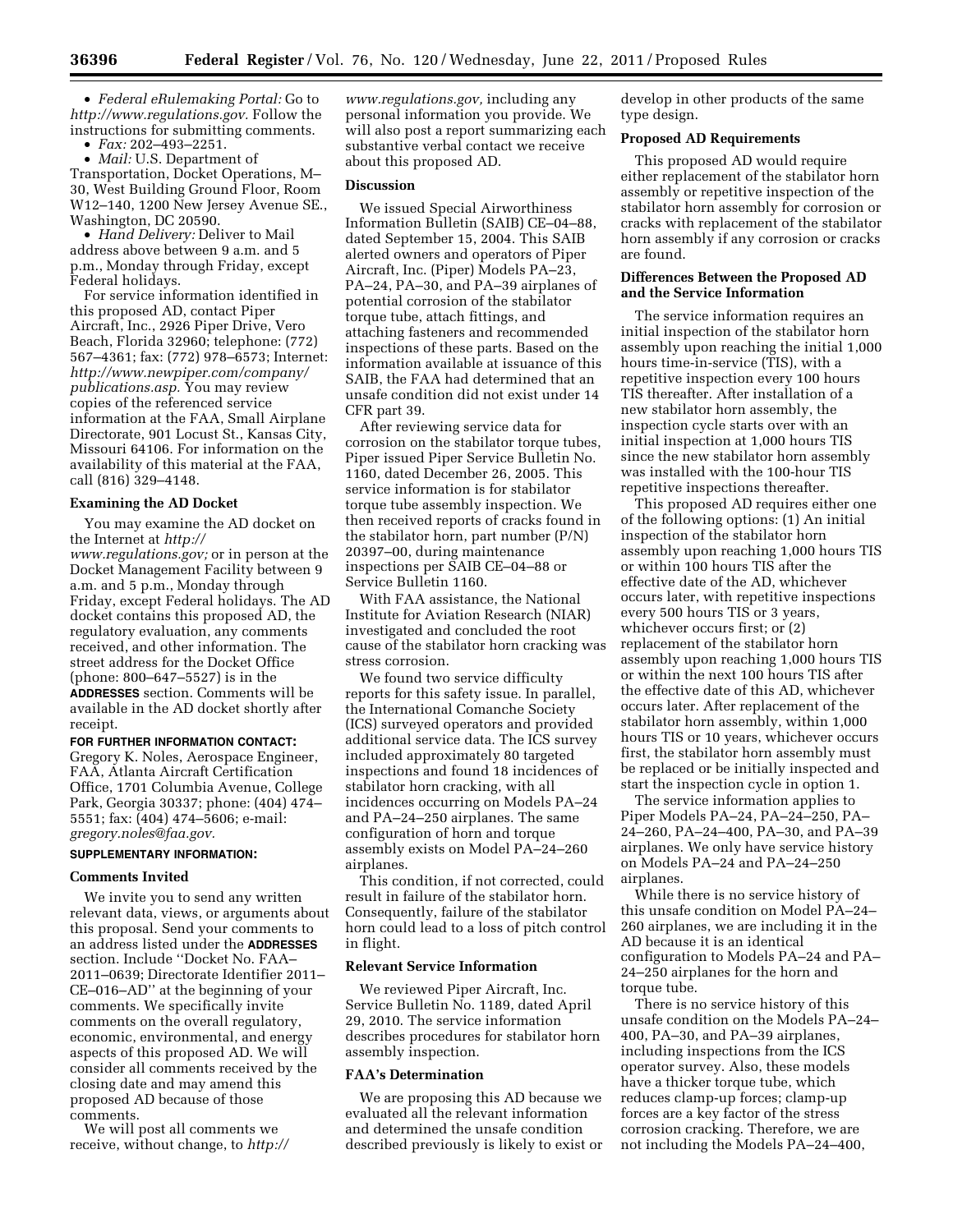- *Federal eRulemaking Portal:* Go to *http://www.regulations.gov.* Follow the instructions for submitting comments.
- *Fax:* 202–493–2251.
- *Mail:* U.S. Department of Transportation, Docket Operations, M–30, West Building Ground Floor, Room W12–140, 1200 New Jersey Avenue SE., Washington, DC 20590.
- *Hand Delivery:* Deliver to Mail address above between 9 a.m. and 5 p.m., Monday through Friday, except Federal holidays.

For service information identified in this proposed AD, contact Piper Aircraft, Inc., 2926 Piper Drive, Vero Beach, Florida 32960; telephone: (772) 567–4361; fax: (772) 978–6573; Internet: *http://www.newpiper.com/company/publications.asp.* You may review copies of the referenced service information at the FAA, Small Airplane Directorate, 901 Locust St., Kansas City, Missouri 64106. For information on the availability of this material at the FAA, call (816) 329–4148.

**Examining the AD Docket**

You may examine the AD docket on the Internet at *http://www.regulations.gov;* or in person at the Docket Management Facility between 9 a.m. and 5 p.m., Monday through Friday, except Federal holidays. The AD docket contains this proposed AD, the regulatory evaluation, any comments received, and other information. The street address for the Docket Office (phone: 800–647–5527) is in the **ADDRESSES** section. Comments will be available in the AD docket shortly after receipt.

**FOR FURTHER INFORMATION CONTACT:** Gregory K. Noles, Aerospace Engineer, FAA, Atlanta Aircraft Certification Office, 1701 Columbia Avenue, College Park, Georgia 30337; phone: (404) 474–5551; fax: (404) 474–5606; e-mail: *gregory.noles@faa.gov.*

**SUPPLEMENTARY INFORMATION:**

**Comments Invited**

We invite you to send any written relevant data, views, or arguments about this proposal. Send your comments to an address listed under the **ADDRESSES** section. Include ''Docket No. FAA–2011–0639; Directorate Identifier 2011–CE–016–AD'' at the beginning of your comments. We specifically invite comments on the overall regulatory, economic, environmental, and energy aspects of this proposed AD. We will consider all comments received by the closing date and may amend this proposed AD because of those comments.

We will post all comments we receive, without change, to *http://www.regulations.gov,* including any personal information you provide. We will also post a report summarizing each substantive verbal contact we receive about this proposed AD.

**Discussion**

We issued Special Airworthiness Information Bulletin (SAIB) CE–04–88, dated September 15, 2004. This SAIB alerted owners and operators of Piper Aircraft, Inc. (Piper) Models PA–23, PA–24, PA–30, and PA–39 airplanes of potential corrosion of the stabilator torque tube, attach fittings, and attaching fasteners and recommended inspections of these parts. Based on the information available at issuance of this SAIB, the FAA had determined that an unsafe condition did not exist under 14 CFR part 39.

After reviewing service data for corrosion on the stabilator torque tubes, Piper issued Piper Service Bulletin No. 1160, dated December 26, 2005. This service information is for stabilator torque tube assembly inspection. We then received reports of cracks found in the stabilator horn, part number (P/N) 20397–00, during maintenance inspections per SAIB CE–04–88 or Service Bulletin 1160.

With FAA assistance, the National Institute for Aviation Research (NIAR) investigated and concluded the root cause of the stabilator horn cracking was stress corrosion.

We found two service difficulty reports for this safety issue. In parallel, the International Comanche Society (ICS) surveyed operators and provided additional service data. The ICS survey included approximately 80 targeted inspections and found 18 incidences of stabilator horn cracking, with all incidences occurring on Models PA–24 and PA–24–250 airplanes. The same configuration of horn and torque assembly exists on Model PA–24–260 airplanes.

This condition, if not corrected, could result in failure of the stabilator horn. Consequently, failure of the stabilator horn could lead to a loss of pitch control in flight.

**Relevant Service Information**

We reviewed Piper Aircraft, Inc. Service Bulletin No. 1189, dated April 29, 2010. The service information describes procedures for stabilator horn assembly inspection.

**FAA's Determination**

We are proposing this AD because we evaluated all the relevant information and determined the unsafe condition described previously is likely to exist or develop in other products of the same type design.

**Proposed AD Requirements**

This proposed AD would require either replacement of the stabilator horn assembly or repetitive inspection of the stabilator horn assembly for corrosion or cracks with replacement of the stabilator horn assembly if any corrosion or cracks are found.

**Differences Between the Proposed AD and the Service Information**

The service information requires an initial inspection of the stabilator horn assembly upon reaching the initial 1,000 hours time-in-service (TIS), with a repetitive inspection every 100 hours TIS thereafter. After installation of a new stabilator horn assembly, the inspection cycle starts over with an initial inspection at 1,000 hours TIS since the new stabilator horn assembly was installed with the 100-hour TIS repetitive inspections thereafter.

This proposed AD requires either one of the following options: (1) An initial inspection of the stabilator horn assembly upon reaching 1,000 hours TIS or within 100 hours TIS after the effective date of the AD, whichever occurs later, with repetitive inspections every 500 hours TIS or 3 years, whichever occurs first; or (2) replacement of the stabilator horn assembly upon reaching 1,000 hours TIS or within the next 100 hours TIS after the effective date of this AD, whichever occurs later. After replacement of the stabilator horn assembly, within 1,000 hours TIS or 10 years, whichever occurs first, the stabilator horn assembly must be replaced or be initially inspected and start the inspection cycle in option 1.

The service information applies to Piper Models PA–24, PA–24–250, PA–24–260, PA–24–400, PA–30, and PA–39 airplanes. We only have service history on Models PA–24 and PA–24–250 airplanes.

While there is no service history of this unsafe condition on Model PA–24–260 airplanes, we are including it in the AD because it is an identical configuration to Models PA–24 and PA–24–250 airplanes for the horn and torque tube.

There is no service history of this unsafe condition on the Models PA–24–400, PA–30, and PA–39 airplanes, including inspections from the ICS operator survey. Also, these models have a thicker torque tube, which reduces clamp-up forces; clamp-up forces are a key factor of the stress corrosion cracking. Therefore, we are not including the Models PA–24–400,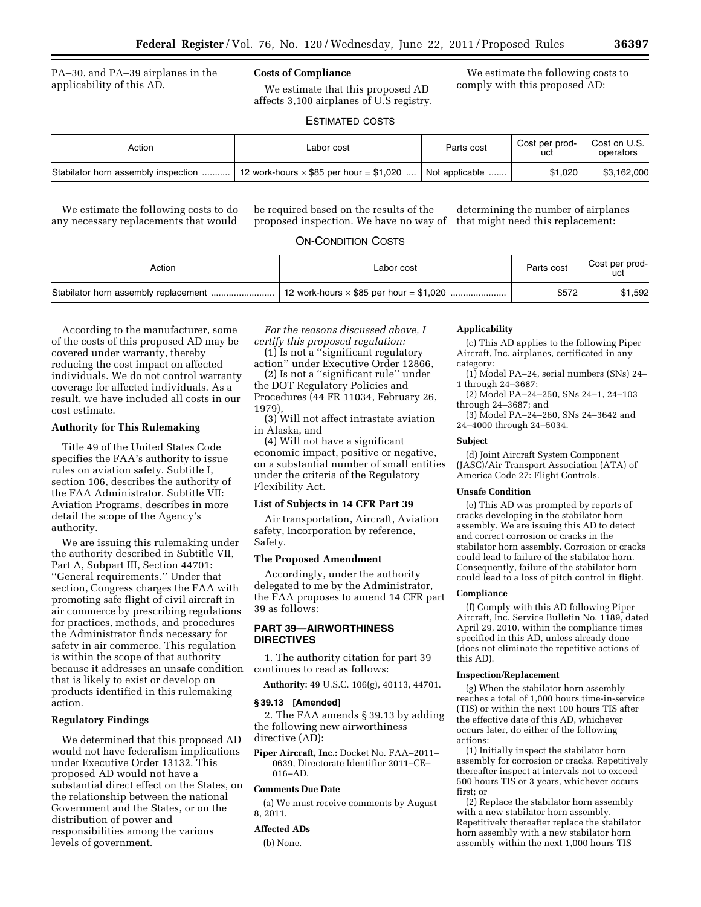PA–30, and PA–39 airplanes in the applicability of this AD.

**Costs of Compliance**

We estimate that this proposed AD affects 3,100 airplanes of U.S registry.

We estimate the following costs to comply with this proposed AD:

ESTIMATED COSTS

| Action | Labor cost | Parts cost | Cost per product | Cost on U.S. operators |
|---|---|---|---|---|
| Stabilator horn assembly inspection | 12 work-hours × $85 per hour = $1,020 | Not applicable | $1,020 | $3,162,000 |

We estimate the following costs to do any necessary replacements that would be required based on the results of the proposed inspection. We have no way of determining the number of airplanes that might need this replacement:

ON-CONDITION COSTS

| Action | Labor cost | Parts cost | Cost per product |
|---|---|---|---|
| Stabilator horn assembly replacement | 12 work-hours × $85 per hour = $1,020 | $572 | $1,592 |

According to the manufacturer, some of the costs of this proposed AD may be covered under warranty, thereby reducing the cost impact on affected individuals. We do not control warranty coverage for affected individuals. As a result, we have included all costs in our cost estimate.

**Authority for This Rulemaking**

Title 49 of the United States Code specifies the FAA's authority to issue rules on aviation safety. Subtitle I, section 106, describes the authority of the FAA Administrator. Subtitle VII: Aviation Programs, describes in more detail the scope of the Agency's authority.

We are issuing this rulemaking under the authority described in Subtitle VII, Part A, Subpart III, Section 44701: ''General requirements.'' Under that section, Congress charges the FAA with promoting safe flight of civil aircraft in air commerce by prescribing regulations for practices, methods, and procedures the Administrator finds necessary for safety in air commerce. This regulation is within the scope of that authority because it addresses an unsafe condition that is likely to exist or develop on products identified in this rulemaking action.

**Regulatory Findings**

We determined that this proposed AD would not have federalism implications under Executive Order 13132. This proposed AD would not have a substantial direct effect on the States, on the relationship between the national Government and the States, or on the distribution of power and responsibilities among the various levels of government.

*For the reasons discussed above, I certify this proposed regulation:*

(1) Is not a ''significant regulatory action'' under Executive Order 12866,

(2) Is not a ''significant rule'' under the DOT Regulatory Policies and Procedures (44 FR 11034, February 26, 1979),

(3) Will not affect intrastate aviation in Alaska, and

(4) Will not have a significant economic impact, positive or negative, on a substantial number of small entities under the criteria of the Regulatory Flexibility Act.

**List of Subjects in 14 CFR Part 39**

Air transportation, Aircraft, Aviation safety, Incorporation by reference, Safety.

**The Proposed Amendment**

Accordingly, under the authority delegated to me by the Administrator, the FAA proposes to amend 14 CFR part 39 as follows:

## PART 39—AIRWORTHINESS DIRECTIVES

1. The authority citation for part 39 continues to read as follows:

**Authority:** 49 U.S.C. 106(g), 40113, 44701.

**§ 39.13 [Amended]**

2. The FAA amends § 39.13 by adding the following new airworthiness directive (AD):

**Piper Aircraft, Inc.:** Docket No. FAA–2011–0639, Directorate Identifier 2011–CE–016–AD.

**Comments Due Date**

(a) We must receive comments by August 8, 2011.

**Affected ADs**

(b) None.

**Applicability**

(c) This AD applies to the following Piper Aircraft, Inc. airplanes, certificated in any category:

(1) Model PA–24, serial numbers (SNs) 24–1 through 24–3687;

(2) Model PA–24–250, SNs 24–1, 24–103 through 24–3687; and

(3) Model PA–24–260, SNs 24–3642 and 24–4000 through 24–5034.

**Subject**

(d) Joint Aircraft System Component (JASC)/Air Transport Association (ATA) of America Code 27: Flight Controls.

**Unsafe Condition**

(e) This AD was prompted by reports of cracks developing in the stabilator horn assembly. We are issuing this AD to detect and correct corrosion or cracks in the stabilator horn assembly. Corrosion or cracks could lead to failure of the stabilator horn. Consequently, failure of the stabilator horn could lead to a loss of pitch control in flight.

**Compliance**

(f) Comply with this AD following Piper Aircraft, Inc. Service Bulletin No. 1189, dated April 29, 2010, within the compliance times specified in this AD, unless already done (does not eliminate the repetitive actions of this AD).

**Inspection/Replacement**

(g) When the stabilator horn assembly reaches a total of 1,000 hours time-in-service (TIS) or within the next 100 hours TIS after the effective date of this AD, whichever occurs later, do either of the following actions:

(1) Initially inspect the stabilator horn assembly for corrosion or cracks. Repetitively thereafter inspect at intervals not to exceed 500 hours TIS or 3 years, whichever occurs first; or

(2) Replace the stabilator horn assembly with a new stabilator horn assembly. Repetitively thereafter replace the stabilator horn assembly with a new stabilator horn assembly within the next 1,000 hours TIS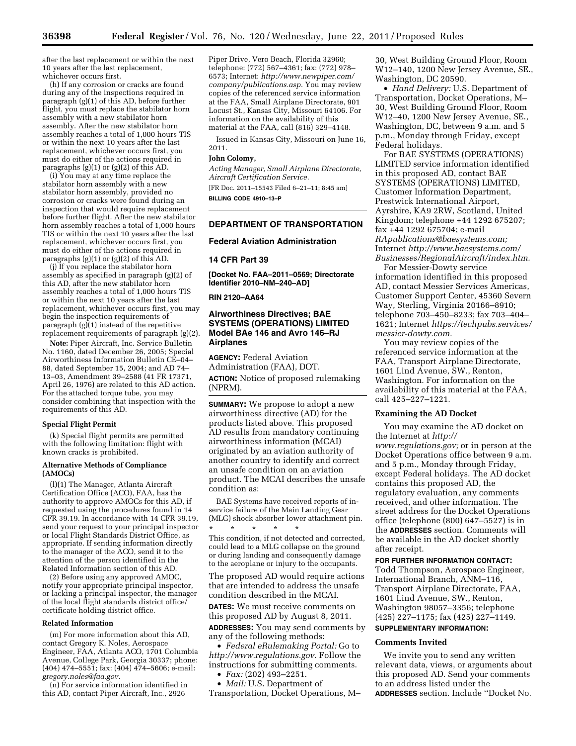after the last replacement or within the next 10 years after the last replacement, whichever occurs first.

(h) If any corrosion or cracks are found during any of the inspections required in paragraph (g)(1) of this AD, before further flight, you must replace the stabilator horn assembly with a new stabilator horn assembly. After the new stabilator horn assembly reaches a total of 1,000 hours TIS or within the next 10 years after the last replacement, whichever occurs first, you must do either of the actions required in paragraphs (g)(1) or (g)(2) of this AD.

(i) You may at any time replace the stabilator horn assembly with a new stabilator horn assembly, provided no corrosion or cracks were found during an inspection that would require replacement before further flight. After the new stabilator horn assembly reaches a total of 1,000 hours TIS or within the next 10 years after the last replacement, whichever occurs first, you must do either of the actions required in paragraphs (g)(1) or (g)(2) of this AD.

(j) If you replace the stabilator horn assembly as specified in paragraph (g)(2) of this AD, after the new stabilator horn assembly reaches a total of 1,000 hours TIS or within the next 10 years after the last replacement, whichever occurs first, you may begin the inspection requirements of paragraph (g)(1) instead of the repetitive replacement requirements of paragraph (g)(2).

**Note:** Piper Aircraft, Inc. Service Bulletin No. 1160, dated December 26, 2005; Special Airworthiness Information Bulletin CE–04–88, dated September 15, 2004; and AD 74–13–03, Amendment 39–2588 (41 FR 17371, April 26, 1976) are related to this AD action. For the attached torque tube, you may consider combining that inspection with the requirements of this AD.

**Special Flight Permit**

(k) Special flight permits are permitted with the following limitation: flight with known cracks is prohibited.

**Alternative Methods of Compliance (AMOCs)**

(l)(1) The Manager, Atlanta Aircraft Certification Office (ACO), FAA, has the authority to approve AMOCs for this AD, if requested using the procedures found in 14 CFR 39.19. In accordance with 14 CFR 39.19, send your request to your principal inspector or local Flight Standards District Office, as appropriate. If sending information directly to the manager of the ACO, send it to the attention of the person identified in the Related Information section of this AD.

(2) Before using any approved AMOC, notify your appropriate principal inspector, or lacking a principal inspector, the manager of the local flight standards district office/certificate holding district office.

**Related Information**

(m) For more information about this AD, contact Gregory K. Noles, Aerospace Engineer, FAA, Atlanta ACO, 1701 Columbia Avenue, College Park, Georgia 30337; phone: (404) 474–5551; fax: (404) 474–5606; e-mail: *gregory.noles@faa.gov.*

(n) For service information identified in this AD, contact Piper Aircraft, Inc., 2926 Piper Drive, Vero Beach, Florida 32960; telephone: (772) 567–4361; fax: (772) 978–6573; Internet: *http://www.newpiper.com/company/publications.asp.* You may review copies of the referenced service information at the FAA, Small Airplane Directorate, 901 Locust St., Kansas City, Missouri 64106. For information on the availability of this material at the FAA, call (816) 329–4148.

Issued in Kansas City, Missouri on June 16, 2011.

**John Colomy,**

*Acting Manager, Small Airplane Directorate, Aircraft Certification Service.*

[FR Doc. 2011–15543 Filed 6–21–11; 8:45 am]

**BILLING CODE 4910–13–P**

## DEPARTMENT OF TRANSPORTATION

### Federal Aviation Administration

### 14 CFR Part 39

**[Docket No. FAA–2011–0569; Directorate Identifier 2010–NM–240–AD]**

**RIN 2120–AA64**

## Airworthiness Directives; BAE SYSTEMS (OPERATIONS) LIMITED Model BAe 146 and Avro 146–RJ Airplanes

**AGENCY:** Federal Aviation Administration (FAA), DOT.

**ACTION:** Notice of proposed rulemaking (NPRM).

**SUMMARY:** We propose to adopt a new airworthiness directive (AD) for the products listed above. This proposed AD results from mandatory continuing airworthiness information (MCAI) originated by an aviation authority of another country to identify and correct an unsafe condition on an aviation product. The MCAI describes the unsafe condition as:

BAE Systems have received reports of in-service failure of the Main Landing Gear (MLG) shock absorber lower attachment pin.

\* \* \* \* \*

This condition, if not detected and corrected, could lead to a MLG collapse on the ground or during landing and consequently damage to the aeroplane or injury to the occupants.

The proposed AD would require actions that are intended to address the unsafe condition described in the MCAI.

**DATES:** We must receive comments on this proposed AD by August 8, 2011.

**ADDRESSES:** You may send comments by any of the following methods:

- *Federal eRulemaking Portal:* Go to *http://www.regulations.gov.* Follow the instructions for submitting comments.
- *Fax:* (202) 493–2251.
- *Mail:* U.S. Department of Transportation, Docket Operations, M–30, West Building Ground Floor, Room W12–140, 1200 New Jersey Avenue, SE., Washington, DC 20590.
- *Hand Delivery:* U.S. Department of Transportation, Docket Operations, M–30, West Building Ground Floor, Room W12–40, 1200 New Jersey Avenue, SE., Washington, DC, between 9 a.m. and 5 p.m., Monday through Friday, except Federal holidays.

For BAE SYSTEMS (OPERATIONS) LIMITED service information identified in this proposed AD, contact BAE SYSTEMS (OPERATIONS) LIMITED, Customer Information Department, Prestwick International Airport, Ayrshire, KA9 2RW, Scotland, United Kingdom; telephone +44 1292 675207; fax +44 1292 675704; e-mail *RApublications@baesystems.com;* Internet *http://www.baesystems.com/Businesses/RegionalAircraft/index.htm.*

For Messier-Dowty service information identified in this proposed AD, contact Messier Services Americas, Customer Support Center, 45360 Severn Way, Sterling, Virginia 20166–8910; telephone 703–450–8233; fax 703–404–1621; Internet *https://techpubs.services/messier-dowty.com.*

You may review copies of the referenced service information at the FAA, Transport Airplane Directorate, 1601 Lind Avenue, SW., Renton, Washington. For information on the availability of this material at the FAA, call 425–227–1221.

**Examining the AD Docket**

You may examine the AD docket on the Internet at *http://www.regulations.gov;* or in person at the Docket Operations office between 9 a.m. and 5 p.m., Monday through Friday, except Federal holidays. The AD docket contains this proposed AD, the regulatory evaluation, any comments received, and other information. The street address for the Docket Operations office (telephone (800) 647–5527) is in the **ADDRESSES** section. Comments will be available in the AD docket shortly after receipt.

**FOR FURTHER INFORMATION CONTACT:** Todd Thompson, Aerospace Engineer, International Branch, ANM–116, Transport Airplane Directorate, FAA, 1601 Lind Avenue, SW., Renton, Washington 98057–3356; telephone (425) 227–1175; fax (425) 227–1149.

**SUPPLEMENTARY INFORMATION:**

**Comments Invited**

We invite you to send any written relevant data, views, or arguments about this proposed AD. Send your comments to an address listed under the **ADDRESSES** section. Include ''Docket No.